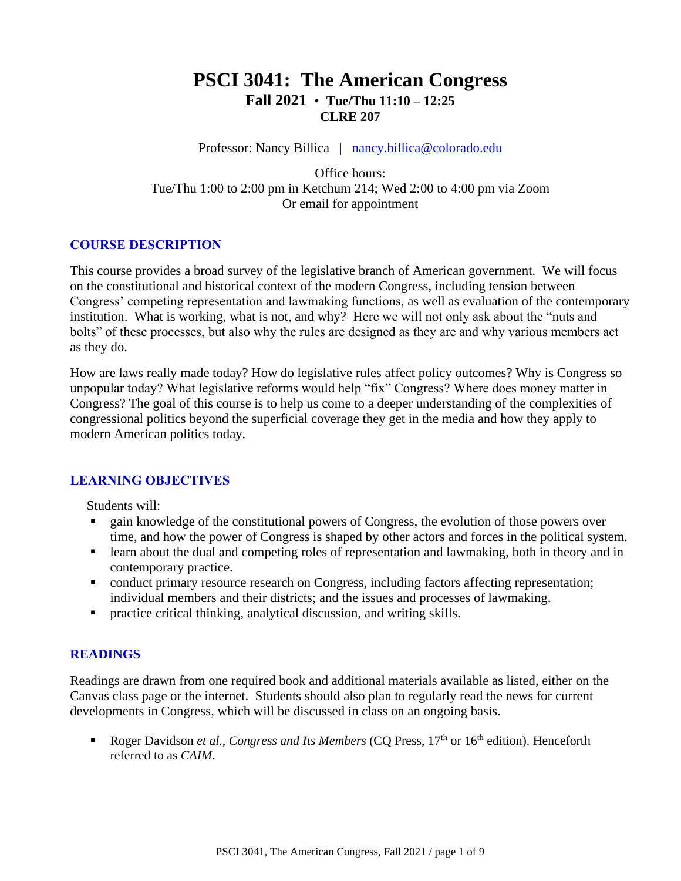# PSCI 3041: The American Congress

**Fall 2021 • Tue/Thu 11:10 – 12:25**
**CLRE 207**

Professor: Nancy Billica | nancy.billica@colorado.edu

Office hours:
Tue/Thu 1:00 to 2:00 pm in Ketchum 214; Wed 2:00 to 4:00 pm via Zoom
Or email for appointment

## COURSE DESCRIPTION

This course provides a broad survey of the legislative branch of American government. We will focus on the constitutional and historical context of the modern Congress, including tension between Congress' competing representation and lawmaking functions, as well as evaluation of the contemporary institution. What is working, what is not, and why? Here we will not only ask about the "nuts and bolts" of these processes, but also why the rules are designed as they are and why various members act as they do.

How are laws really made today? How do legislative rules affect policy outcomes? Why is Congress so unpopular today? What legislative reforms would help "fix" Congress? Where does money matter in Congress? The goal of this course is to help us come to a deeper understanding of the complexities of congressional politics beyond the superficial coverage they get in the media and how they apply to modern American politics today.

## LEARNING OBJECTIVES

Students will:

- gain knowledge of the constitutional powers of Congress, the evolution of those powers over time, and how the power of Congress is shaped by other actors and forces in the political system.
- learn about the dual and competing roles of representation and lawmaking, both in theory and in contemporary practice.
- conduct primary resource research on Congress, including factors affecting representation; individual members and their districts; and the issues and processes of lawmaking.
- practice critical thinking, analytical discussion, and writing skills.

## READINGS

Readings are drawn from one required book and additional materials available as listed, either on the Canvas class page or the internet. Students should also plan to regularly read the news for current developments in Congress, which will be discussed in class on an ongoing basis.

- Roger Davidson *et al.*, *Congress and Its Members* (CQ Press, 17th or 16th edition). Henceforth referred to as *CAIM*.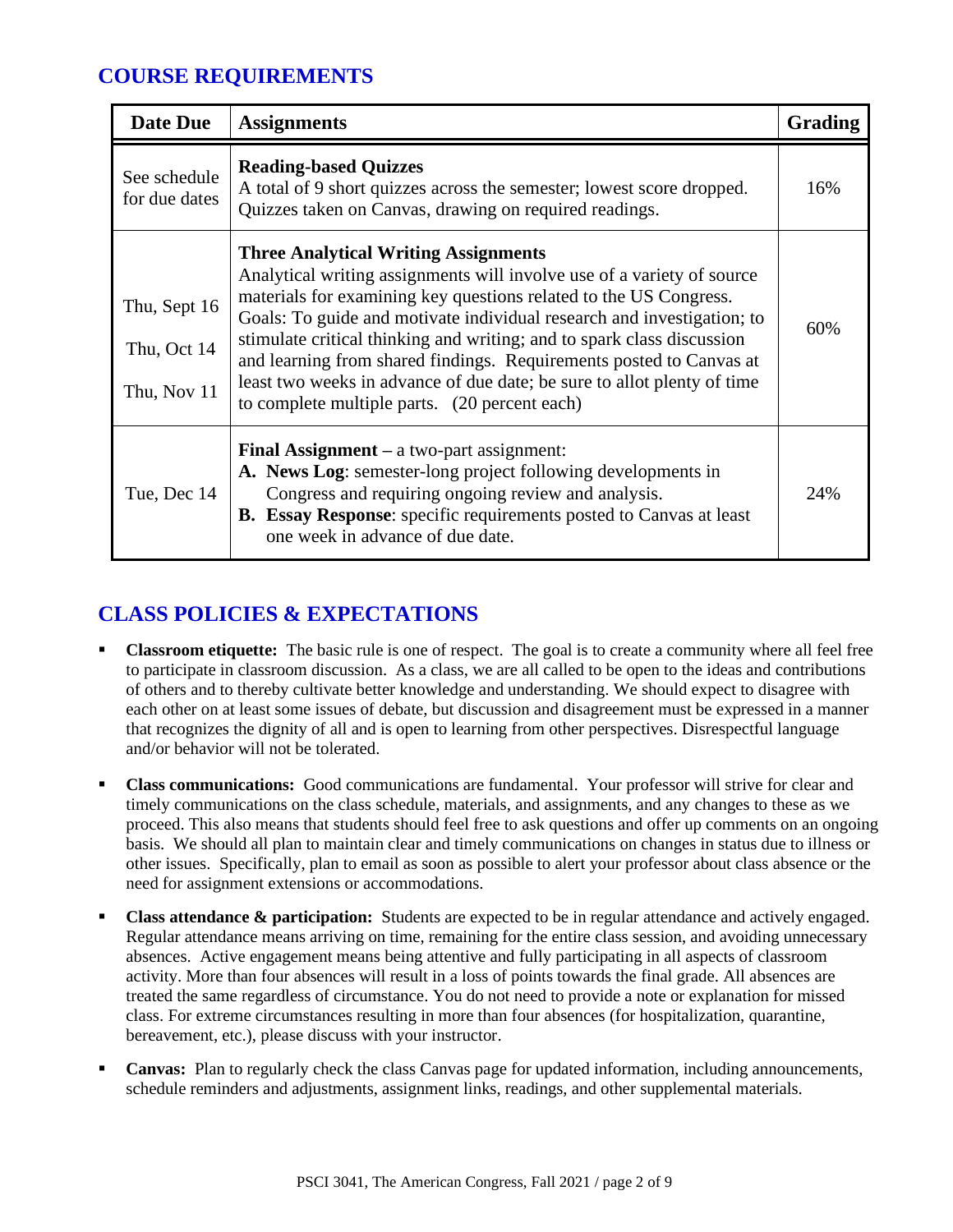## COURSE REQUIREMENTS

| Date Due | Assignments | Grading |
|---|---|---|
| See schedule for due dates | **Reading-based Quizzes**<br>A total of 9 short quizzes across the semester; lowest score dropped. Quizzes taken on Canvas, drawing on required readings. | 16% |
| Thu, Sept 16<br><br>Thu, Oct 14<br><br>Thu, Nov 11 | **Three Analytical Writing Assignments**<br>Analytical writing assignments will involve use of a variety of source materials for examining key questions related to the US Congress. Goals: To guide and motivate individual research and investigation; to stimulate critical thinking and writing; and to spark class discussion and learning from shared findings. Requirements posted to Canvas at least two weeks in advance of due date; be sure to allot plenty of time to complete multiple parts. (20 percent each) | 60% |
| Tue, Dec 14 | **Final Assignment** – a two-part assignment:<br>**A. News Log**: semester-long project following developments in Congress and requiring ongoing review and analysis.<br>**B. Essay Response**: specific requirements posted to Canvas at least one week in advance of due date. | 24% |

## CLASS POLICIES & EXPECTATIONS

- **Classroom etiquette:** The basic rule is one of respect. The goal is to create a community where all feel free to participate in classroom discussion. As a class, we are all called to be open to the ideas and contributions of others and to thereby cultivate better knowledge and understanding. We should expect to disagree with each other on at least some issues of debate, but discussion and disagreement must be expressed in a manner that recognizes the dignity of all and is open to learning from other perspectives. Disrespectful language and/or behavior will not be tolerated.

- **Class communications:** Good communications are fundamental. Your professor will strive for clear and timely communications on the class schedule, materials, and assignments, and any changes to these as we proceed. This also means that students should feel free to ask questions and offer up comments on an ongoing basis. We should all plan to maintain clear and timely communications on changes in status due to illness or other issues. Specifically, plan to email as soon as possible to alert your professor about class absence or the need for assignment extensions or accommodations.

- **Class attendance & participation:** Students are expected to be in regular attendance and actively engaged. Regular attendance means arriving on time, remaining for the entire class session, and avoiding unnecessary absences. Active engagement means being attentive and fully participating in all aspects of classroom activity. More than four absences will result in a loss of points towards the final grade. All absences are treated the same regardless of circumstance. You do not need to provide a note or explanation for missed class. For extreme circumstances resulting in more than four absences (for hospitalization, quarantine, bereavement, etc.), please discuss with your instructor.

- **Canvas:** Plan to regularly check the class Canvas page for updated information, including announcements, schedule reminders and adjustments, assignment links, readings, and other supplemental materials.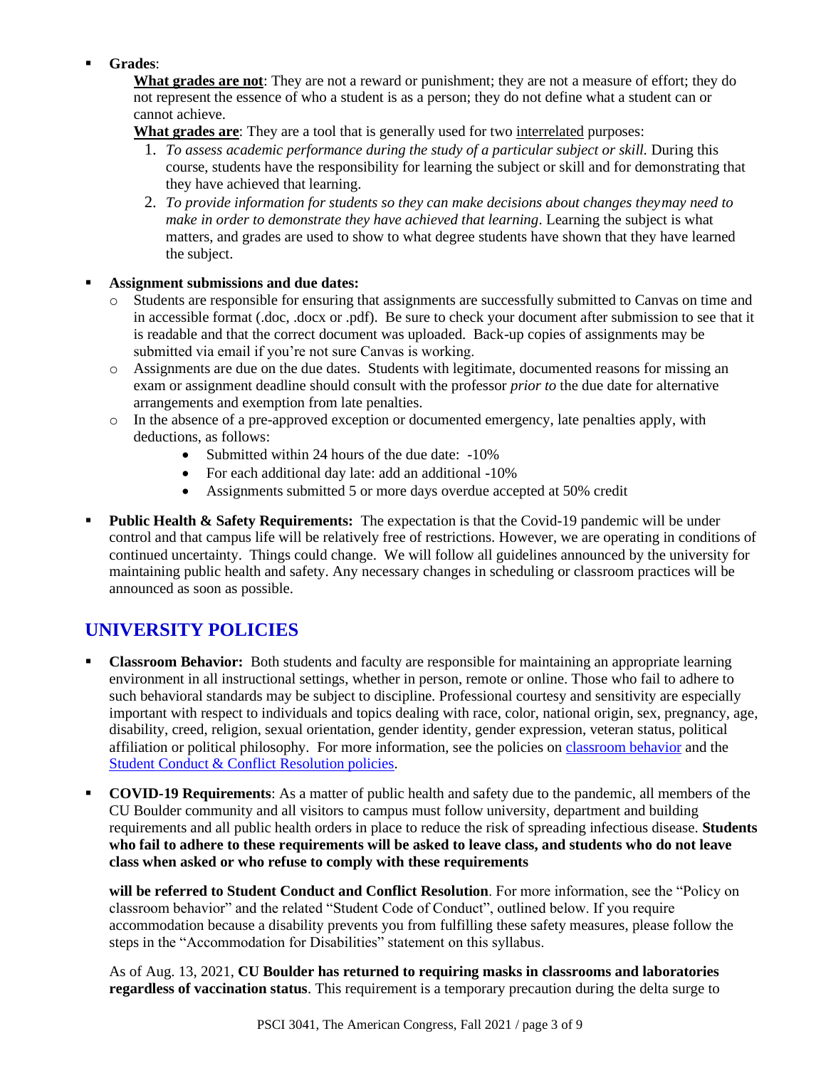- **Grades**:

  **<u>What grades are not</u>**: They are not a reward or punishment; they are not a measure of effort; they do not represent the essence of who a student is as a person; they do not define what a student can or cannot achieve.

  **<u>What grades are</u>**: They are a tool that is generally used for two <u>interrelated</u> purposes:

  1. *To assess academic performance during the study of a particular subject or skill.* During this course, students have the responsibility for learning the subject or skill and for demonstrating that they have achieved that learning.
  2. *To provide information for students so they can make decisions about changes they may need to make in order to demonstrate they have achieved that learning*. Learning the subject is what matters, and grades are used to show to what degree students have shown that they have learned the subject.

- **Assignment submissions and due dates:**
  - Students are responsible for ensuring that assignments are successfully submitted to Canvas on time and in accessible format (.doc, .docx or .pdf). Be sure to check your document after submission to see that it is readable and that the correct document was uploaded. Back-up copies of assignments may be submitted via email if you're not sure Canvas is working.
  - Assignments are due on the due dates. Students with legitimate, documented reasons for missing an exam or assignment deadline should consult with the professor *prior to* the due date for alternative arrangements and exemption from late penalties.
  - In the absence of a pre-approved exception or documented emergency, late penalties apply, with deductions, as follows:
    - Submitted within 24 hours of the due date: -10%
    - For each additional day late: add an additional -10%
    - Assignments submitted 5 or more days overdue accepted at 50% credit

- **Public Health & Safety Requirements:** The expectation is that the Covid-19 pandemic will be under control and that campus life will be relatively free of restrictions. However, we are operating in conditions of continued uncertainty. Things could change. We will follow all guidelines announced by the university for maintaining public health and safety. Any necessary changes in scheduling or classroom practices will be announced as soon as possible.

## UNIVERSITY POLICIES

- **Classroom Behavior:** Both students and faculty are responsible for maintaining an appropriate learning environment in all instructional settings, whether in person, remote or online. Those who fail to adhere to such behavioral standards may be subject to discipline. Professional courtesy and sensitivity are especially important with respect to individuals and topics dealing with race, color, national origin, sex, pregnancy, age, disability, creed, religion, sexual orientation, gender identity, gender expression, veteran status, political affiliation or political philosophy. For more information, see the policies on classroom behavior and the Student Conduct & Conflict Resolution policies.

- **COVID-19 Requirements**: As a matter of public health and safety due to the pandemic, all members of the CU Boulder community and all visitors to campus must follow university, department and building requirements and all public health orders in place to reduce the risk of spreading infectious disease. **Students who fail to adhere to these requirements will be asked to leave class, and students who do not leave class when asked or who refuse to comply with these requirements will be referred to Student Conduct and Conflict Resolution**. For more information, see the "Policy on classroom behavior" and the related "Student Code of Conduct", outlined below. If you require accommodation because a disability prevents you from fulfilling these safety measures, please follow the steps in the "Accommodation for Disabilities" statement on this syllabus.

  As of Aug. 13, 2021, **CU Boulder has returned to requiring masks in classrooms and laboratories regardless of vaccination status**. This requirement is a temporary precaution during the delta surge to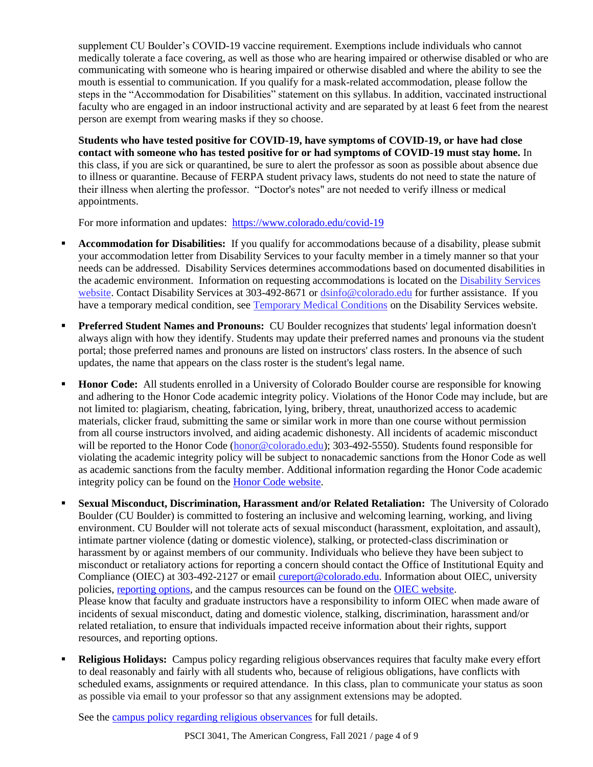supplement CU Boulder's COVID-19 vaccine requirement. Exemptions include individuals who cannot medically tolerate a face covering, as well as those who are hearing impaired or otherwise disabled or who are communicating with someone who is hearing impaired or otherwise disabled and where the ability to see the mouth is essential to communication. If you qualify for a mask-related accommodation, please follow the steps in the "Accommodation for Disabilities" statement on this syllabus. In addition, vaccinated instructional faculty who are engaged in an indoor instructional activity and are separated by at least 6 feet from the nearest person are exempt from wearing masks if they so choose.

**Students who have tested positive for COVID-19, have symptoms of COVID-19, or have had close contact with someone who has tested positive for or had symptoms of COVID-19 must stay home.** In this class, if you are sick or quarantined, be sure to alert the professor as soon as possible about absence due to illness or quarantine. Because of FERPA student privacy laws, students do not need to state the nature of their illness when alerting the professor. "Doctor's notes" are not needed to verify illness or medical appointments.

For more information and updates: https://www.colorado.edu/covid-19

- **Accommodation for Disabilities:** If you qualify for accommodations because of a disability, please submit your accommodation letter from Disability Services to your faculty member in a timely manner so that your needs can be addressed. Disability Services determines accommodations based on documented disabilities in the academic environment. Information on requesting accommodations is located on the Disability Services website. Contact Disability Services at 303-492-8671 or dsinfo@colorado.edu for further assistance. If you have a temporary medical condition, see Temporary Medical Conditions on the Disability Services website.

- **Preferred Student Names and Pronouns:** CU Boulder recognizes that students' legal information doesn't always align with how they identify. Students may update their preferred names and pronouns via the student portal; those preferred names and pronouns are listed on instructors' class rosters. In the absence of such updates, the name that appears on the class roster is the student's legal name.

- **Honor Code:** All students enrolled in a University of Colorado Boulder course are responsible for knowing and adhering to the Honor Code academic integrity policy. Violations of the Honor Code may include, but are not limited to: plagiarism, cheating, fabrication, lying, bribery, threat, unauthorized access to academic materials, clicker fraud, submitting the same or similar work in more than one course without permission from all course instructors involved, and aiding academic dishonesty. All incidents of academic misconduct will be reported to the Honor Code (honor@colorado.edu); 303-492-5550). Students found responsible for violating the academic integrity policy will be subject to nonacademic sanctions from the Honor Code as well as academic sanctions from the faculty member. Additional information regarding the Honor Code academic integrity policy can be found on the Honor Code website.

- **Sexual Misconduct, Discrimination, Harassment and/or Related Retaliation:** The University of Colorado Boulder (CU Boulder) is committed to fostering an inclusive and welcoming learning, working, and living environment. CU Boulder will not tolerate acts of sexual misconduct (harassment, exploitation, and assault), intimate partner violence (dating or domestic violence), stalking, or protected-class discrimination or harassment by or against members of our community. Individuals who believe they have been subject to misconduct or retaliatory actions for reporting a concern should contact the Office of Institutional Equity and Compliance (OIEC) at 303-492-2127 or email cureport@colorado.edu. Information about OIEC, university policies, reporting options, and the campus resources can be found on the OIEC website.
Please know that faculty and graduate instructors have a responsibility to inform OIEC when made aware of incidents of sexual misconduct, dating and domestic violence, stalking, discrimination, harassment and/or related retaliation, to ensure that individuals impacted receive information about their rights, support resources, and reporting options.

- **Religious Holidays:** Campus policy regarding religious observances requires that faculty make every effort to deal reasonably and fairly with all students who, because of religious obligations, have conflicts with scheduled exams, assignments or required attendance. In this class, plan to communicate your status as soon as possible via email to your professor so that any assignment extensions may be adopted.

  See the campus policy regarding religious observances for full details.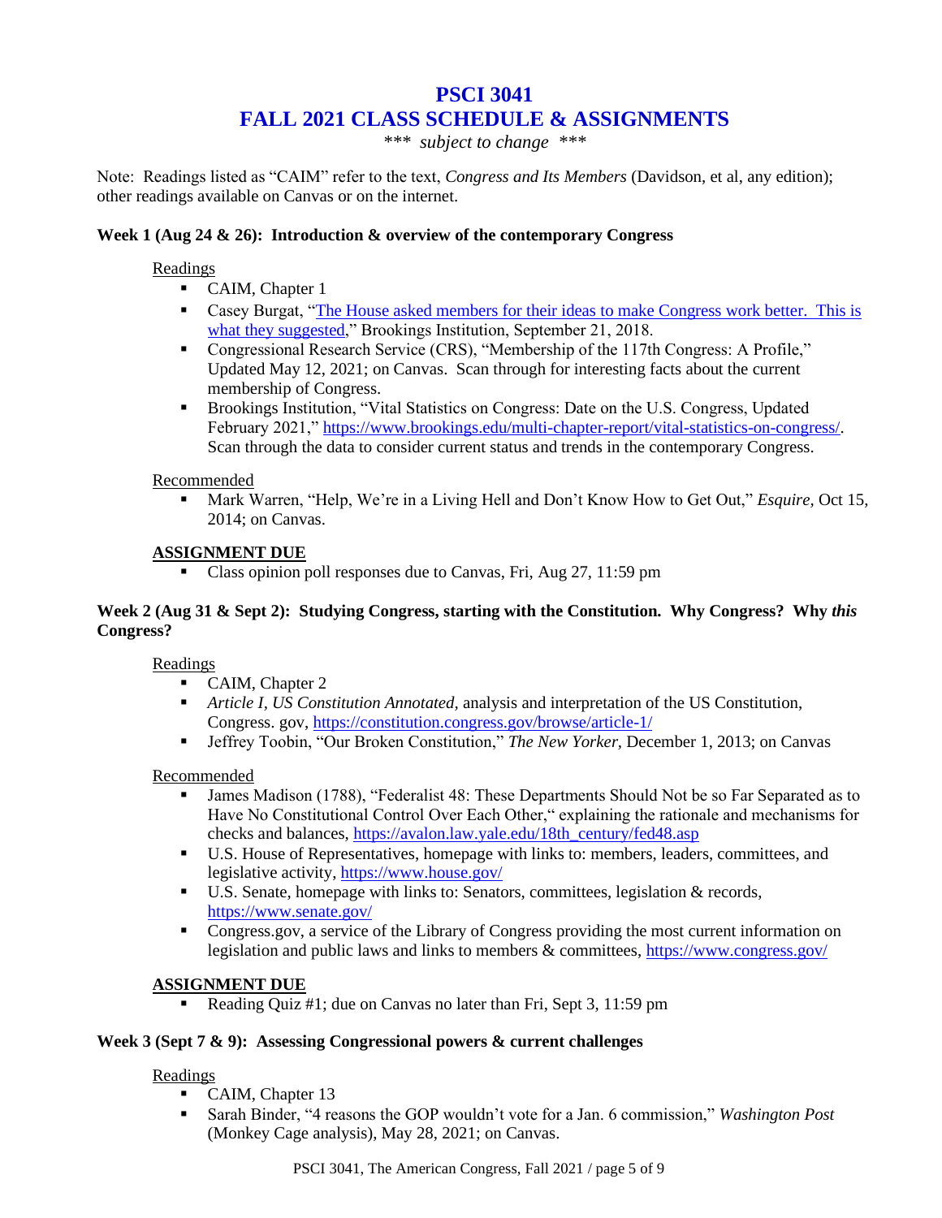# PSCI 3041
# FALL 2021 CLASS SCHEDULE & ASSIGNMENTS

*\*\*\* subject to change \*\*\**

Note: Readings listed as "CAIM" refer to the text, *Congress and Its Members* (Davidson, et al, any edition); other readings available on Canvas or on the internet.

**Week 1 (Aug 24 & 26): Introduction & overview of the contemporary Congress**

Readings

- CAIM, Chapter 1
- Casey Burgat, "The House asked members for their ideas to make Congress work better. This is what they suggested," Brookings Institution, September 21, 2018.
- Congressional Research Service (CRS), "Membership of the 117th Congress: A Profile," Updated May 12, 2021; on Canvas. Scan through for interesting facts about the current membership of Congress.
- Brookings Institution, "Vital Statistics on Congress: Date on the U.S. Congress, Updated February 2021," https://www.brookings.edu/multi-chapter-report/vital-statistics-on-congress/. Scan through the data to consider current status and trends in the contemporary Congress.

Recommended

- Mark Warren, "Help, We're in a Living Hell and Don't Know How to Get Out," *Esquire,* Oct 15, 2014; on Canvas.

**ASSIGNMENT DUE**

- Class opinion poll responses due to Canvas, Fri, Aug 27, 11:59 pm

**Week 2 (Aug 31 & Sept 2): Studying Congress, starting with the Constitution. Why Congress? Why *this* Congress?**

Readings

- CAIM, Chapter 2
- *Article I, US Constitution Annotated,* analysis and interpretation of the US Constitution, Congress. gov, https://constitution.congress.gov/browse/article-1/
- Jeffrey Toobin, "Our Broken Constitution," *The New Yorker,* December 1, 2013; on Canvas

Recommended

- James Madison (1788), "Federalist 48: These Departments Should Not be so Far Separated as to Have No Constitutional Control Over Each Other," explaining the rationale and mechanisms for checks and balances, https://avalon.law.yale.edu/18th_century/fed48.asp
- U.S. House of Representatives, homepage with links to: members, leaders, committees, and legislative activity, https://www.house.gov/
- U.S. Senate, homepage with links to: Senators, committees, legislation & records, https://www.senate.gov/
- Congress.gov, a service of the Library of Congress providing the most current information on legislation and public laws and links to members & committees, https://www.congress.gov/

**ASSIGNMENT DUE**

- Reading Quiz #1; due on Canvas no later than Fri, Sept 3, 11:59 pm

**Week 3 (Sept 7 & 9): Assessing Congressional powers & current challenges**

Readings

- CAIM, Chapter 13
- Sarah Binder, "4 reasons the GOP wouldn't vote for a Jan. 6 commission," *Washington Post* (Monkey Cage analysis), May 28, 2021; on Canvas.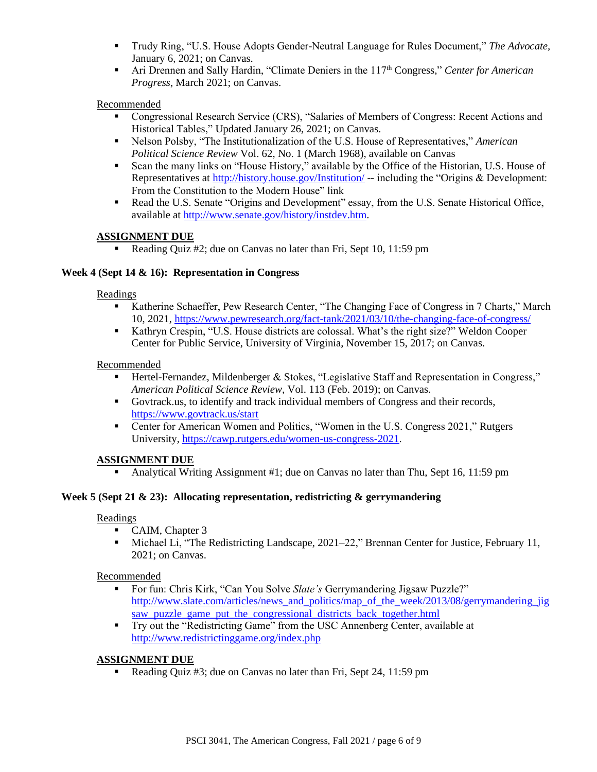- Trudy Ring, "U.S. House Adopts Gender-Neutral Language for Rules Document," *The Advocate*, January 6, 2021; on Canvas.
- Ari Drennen and Sally Hardin, "Climate Deniers in the 117th Congress," *Center for American Progress*, March 2021; on Canvas.

Recommended

- Congressional Research Service (CRS), "Salaries of Members of Congress: Recent Actions and Historical Tables," Updated January 26, 2021; on Canvas.
- Nelson Polsby, "The Institutionalization of the U.S. House of Representatives," *American Political Science Review* Vol. 62, No. 1 (March 1968), available on Canvas
- Scan the many links on "House History," available by the Office of the Historian, U.S. House of Representatives at http://history.house.gov/Institution/ -- including the "Origins & Development: From the Constitution to the Modern House" link
- Read the U.S. Senate "Origins and Development" essay, from the U.S. Senate Historical Office, available at http://www.senate.gov/history/instdev.htm.

**ASSIGNMENT DUE**

- Reading Quiz #2; due on Canvas no later than Fri, Sept 10, 11:59 pm

### Week 4 (Sept 14 & 16): Representation in Congress

Readings

- Katherine Schaeffer, Pew Research Center, "The Changing Face of Congress in 7 Charts," March 10, 2021, https://www.pewresearch.org/fact-tank/2021/03/10/the-changing-face-of-congress/
- Kathryn Crespin, "U.S. House districts are colossal. What's the right size?" Weldon Cooper Center for Public Service, University of Virginia, November 15, 2017; on Canvas.

Recommended

- Hertel-Fernandez, Mildenberger & Stokes, "Legislative Staff and Representation in Congress," *American Political Science Review*, Vol. 113 (Feb. 2019); on Canvas.
- Govtrack.us, to identify and track individual members of Congress and their records, https://www.govtrack.us/start
- Center for American Women and Politics, "Women in the U.S. Congress 2021," Rutgers University, https://cawp.rutgers.edu/women-us-congress-2021.

**ASSIGNMENT DUE**

- Analytical Writing Assignment #1; due on Canvas no later than Thu, Sept 16, 11:59 pm

### Week 5 (Sept 21 & 23): Allocating representation, redistricting & gerrymandering

Readings

- CAIM, Chapter 3
- Michael Li, "The Redistricting Landscape, 2021–22," Brennan Center for Justice, February 11, 2021; on Canvas.

Recommended

- For fun: Chris Kirk, "Can You Solve *Slate's* Gerrymandering Jigsaw Puzzle?" http://www.slate.com/articles/news_and_politics/map_of_the_week/2013/08/gerrymandering_jigsaw_puzzle_game_put_the_congressional_districts_back_together.html
- Try out the "Redistricting Game" from the USC Annenberg Center, available at http://www.redistrictinggame.org/index.php

**ASSIGNMENT DUE**

- Reading Quiz #3; due on Canvas no later than Fri, Sept 24, 11:59 pm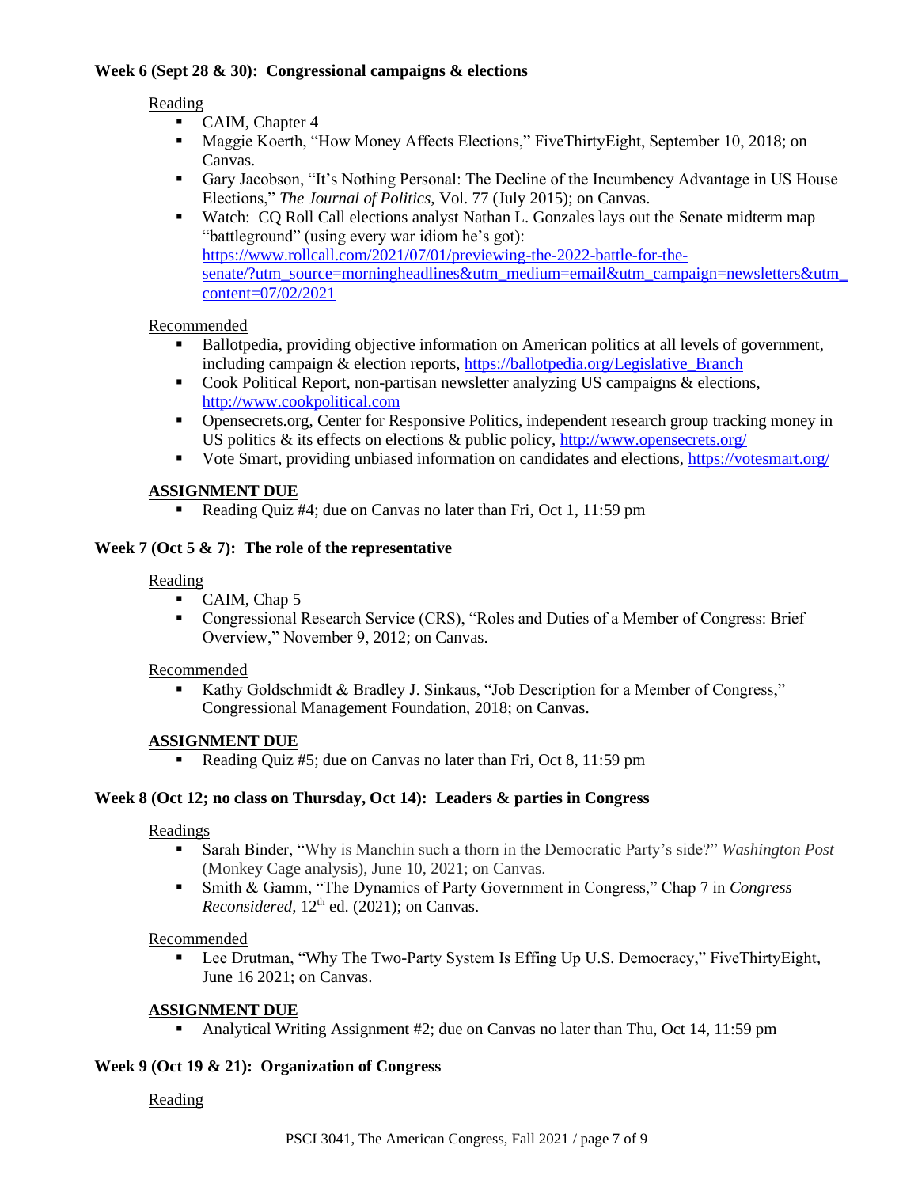**Week 6 (Sept 28 & 30): Congressional campaigns & elections**

Reading

- CAIM, Chapter 4
- Maggie Koerth, "How Money Affects Elections," FiveThirtyEight, September 10, 2018; on Canvas.
- Gary Jacobson, "It's Nothing Personal: The Decline of the Incumbency Advantage in US House Elections," *The Journal of Politics,* Vol. 77 (July 2015); on Canvas.
- Watch: CQ Roll Call elections analyst Nathan L. Gonzales lays out the Senate midterm map "battleground" (using every war idiom he's got): [https://www.rollcall.com/2021/07/01/previewing-the-2022-battle-for-the-senate/?utm_source=morningheadlines&utm_medium=email&utm_campaign=newsletters&utm_content=07/02/2021](https://www.rollcall.com/2021/07/01/previewing-the-2022-battle-for-the-senate/?utm_source=morningheadlines&utm_medium=email&utm_campaign=newsletters&utm_content=07/02/2021)

Recommended

- Ballotpedia, providing objective information on American politics at all levels of government, including campaign & election reports, [https://ballotpedia.org/Legislative_Branch](https://ballotpedia.org/Legislative_Branch)
- Cook Political Report, non-partisan newsletter analyzing US campaigns & elections, [http://www.cookpolitical.com](http://www.cookpolitical.com)
- Opensecrets.org, Center for Responsive Politics, independent research group tracking money in US politics & its effects on elections & public policy, [http://www.opensecrets.org/](http://www.opensecrets.org/)
- Vote Smart, providing unbiased information on candidates and elections, [https://votesmart.org/](https://votesmart.org/)

**ASSIGNMENT DUE**

- Reading Quiz #4; due on Canvas no later than Fri, Oct 1, 11:59 pm

**Week 7 (Oct 5 & 7): The role of the representative**

Reading

- CAIM, Chap 5
- Congressional Research Service (CRS), "Roles and Duties of a Member of Congress: Brief Overview," November 9, 2012; on Canvas.

Recommended

- Kathy Goldschmidt & Bradley J. Sinkaus, "Job Description for a Member of Congress," Congressional Management Foundation, 2018; on Canvas.

**ASSIGNMENT DUE**

- Reading Quiz #5; due on Canvas no later than Fri, Oct 8, 11:59 pm

**Week 8 (Oct 12; no class on Thursday, Oct 14): Leaders & parties in Congress**

Readings

- Sarah Binder, "Why is Manchin such a thorn in the Democratic Party's side?" *Washington Post* (Monkey Cage analysis), June 10, 2021; on Canvas.
- Smith & Gamm, "The Dynamics of Party Government in Congress," Chap 7 in *Congress Reconsidered,* 12th ed. (2021); on Canvas.

Recommended

- Lee Drutman, "Why The Two-Party System Is Effing Up U.S. Democracy," FiveThirtyEight, June 16 2021; on Canvas.

**ASSIGNMENT DUE**

- Analytical Writing Assignment #2; due on Canvas no later than Thu, Oct 14, 11:59 pm

**Week 9 (Oct 19 & 21): Organization of Congress**

Reading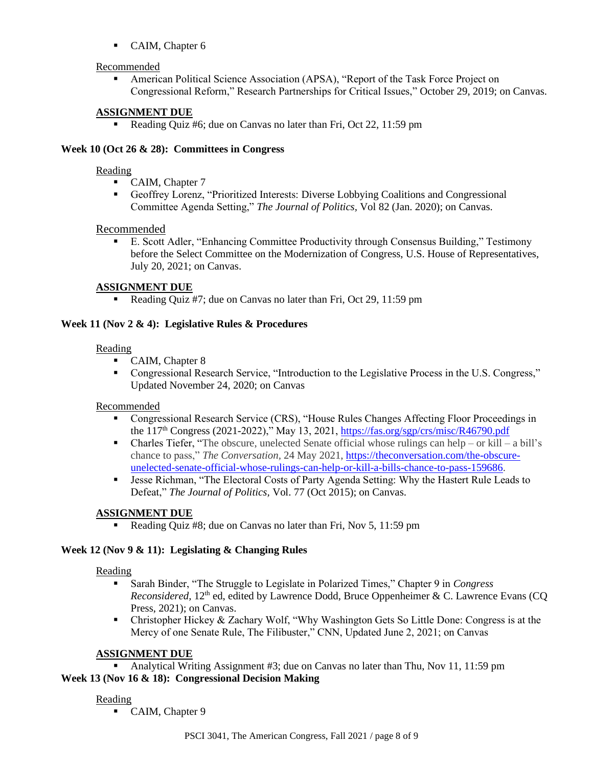- CAIM, Chapter 6

Recommended

- American Political Science Association (APSA), "Report of the Task Force Project on Congressional Reform," Research Partnerships for Critical Issues," October 29, 2019; on Canvas.

**ASSIGNMENT DUE**

- Reading Quiz #6; due on Canvas no later than Fri, Oct 22, 11:59 pm

**Week 10 (Oct 26 & 28): Committees in Congress**

Reading

- CAIM, Chapter 7
- Geoffrey Lorenz, "Prioritized Interests: Diverse Lobbying Coalitions and Congressional Committee Agenda Setting," *The Journal of Politics*, Vol 82 (Jan. 2020); on Canvas.

Recommended

- E. Scott Adler, "Enhancing Committee Productivity through Consensus Building," Testimony before the Select Committee on the Modernization of Congress, U.S. House of Representatives, July 20, 2021; on Canvas.

**ASSIGNMENT DUE**

- Reading Quiz #7; due on Canvas no later than Fri, Oct 29, 11:59 pm

**Week 11 (Nov 2 & 4): Legislative Rules & Procedures**

Reading

- CAIM, Chapter 8
- Congressional Research Service, "Introduction to the Legislative Process in the U.S. Congress," Updated November 24, 2020; on Canvas

Recommended

- Congressional Research Service (CRS), "House Rules Changes Affecting Floor Proceedings in the 117th Congress (2021-2022)," May 13, 2021, https://fas.org/sgp/crs/misc/R46790.pdf
- Charles Tiefer, "The obscure, unelected Senate official whose rulings can help – or kill – a bill's chance to pass," *The Conversation*, 24 May 2021, https://theconversation.com/the-obscure-unelected-senate-official-whose-rulings-can-help-or-kill-a-bills-chance-to-pass-159686.
- Jesse Richman, "The Electoral Costs of Party Agenda Setting: Why the Hastert Rule Leads to Defeat," *The Journal of Politics*, Vol. 77 (Oct 2015); on Canvas.

**ASSIGNMENT DUE**

- Reading Quiz #8; due on Canvas no later than Fri, Nov 5, 11:59 pm

**Week 12 (Nov 9 & 11): Legislating & Changing Rules**

Reading

- Sarah Binder, "The Struggle to Legislate in Polarized Times," Chapter 9 in *Congress Reconsidered*, 12th ed, edited by Lawrence Dodd, Bruce Oppenheimer & C. Lawrence Evans (CQ Press, 2021); on Canvas.
- Christopher Hickey & Zachary Wolf, "Why Washington Gets So Little Done: Congress is at the Mercy of one Senate Rule, The Filibuster," CNN, Updated June 2, 2021; on Canvas

**ASSIGNMENT DUE**

- Analytical Writing Assignment #3; due on Canvas no later than Thu, Nov 11, 11:59 pm

**Week 13 (Nov 16 & 18): Congressional Decision Making**

Reading

- CAIM, Chapter 9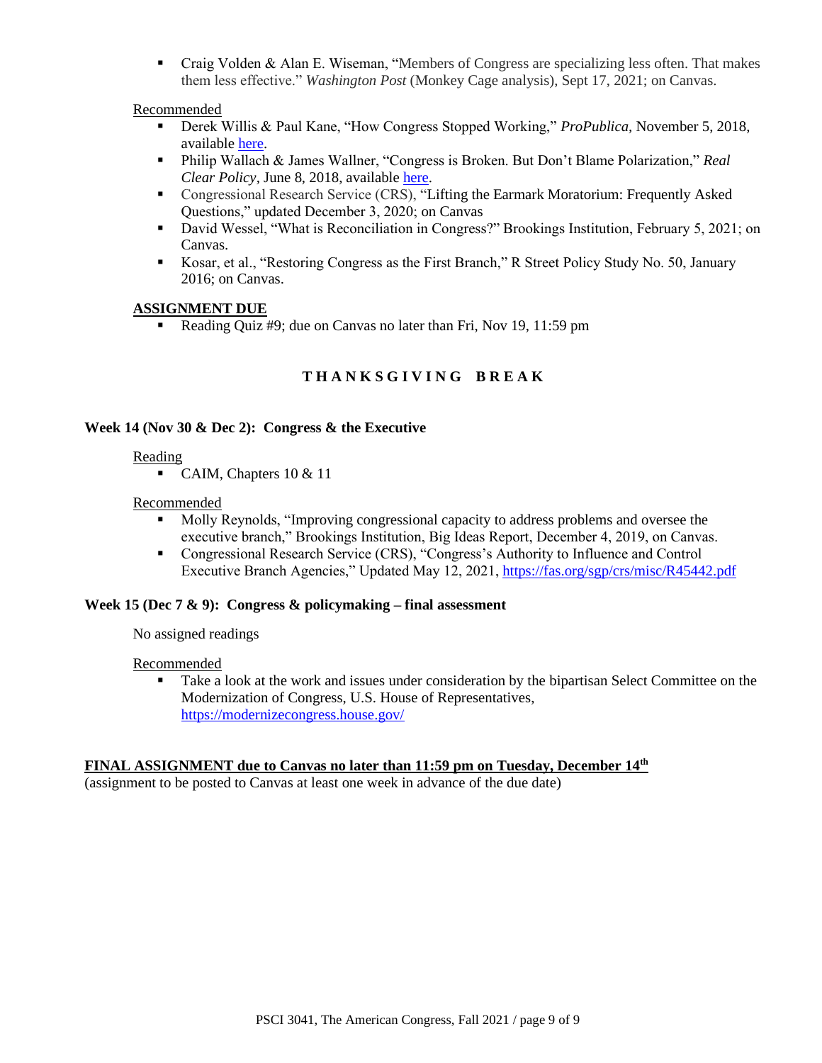- Craig Volden & Alan E. Wiseman, "Members of Congress are specializing less often. That makes them less effective." *Washington Post* (Monkey Cage analysis), Sept 17, 2021; on Canvas.

Recommended

- Derek Willis & Paul Kane, "How Congress Stopped Working," *ProPublica,* November 5, 2018, available here.
- Philip Wallach & James Wallner, "Congress is Broken. But Don't Blame Polarization," *Real Clear Policy,* June 8, 2018, available here.
- Congressional Research Service (CRS), "Lifting the Earmark Moratorium: Frequently Asked Questions," updated December 3, 2020; on Canvas
- David Wessel, "What is Reconciliation in Congress?" Brookings Institution, February 5, 2021; on Canvas.
- Kosar, et al., "Restoring Congress as the First Branch," R Street Policy Study No. 50, January 2016; on Canvas.

**ASSIGNMENT DUE**

- Reading Quiz #9; due on Canvas no later than Fri, Nov 19, 11:59 pm

## T H A N K S G I V I N G   B R E A K

### Week 14 (Nov 30 & Dec 2): Congress & the Executive

Reading

- CAIM, Chapters 10 & 11

Recommended

- Molly Reynolds, "Improving congressional capacity to address problems and oversee the executive branch," Brookings Institution, Big Ideas Report, December 4, 2019, on Canvas.
- Congressional Research Service (CRS), "Congress's Authority to Influence and Control Executive Branch Agencies," Updated May 12, 2021, https://fas.org/sgp/crs/misc/R45442.pdf

### Week 15 (Dec 7 & 9): Congress & policymaking – final assessment

No assigned readings

Recommended

- Take a look at the work and issues under consideration by the bipartisan Select Committee on the Modernization of Congress, U.S. House of Representatives, https://modernizecongress.house.gov/

**FINAL ASSIGNMENT due to Canvas no later than 11:59 pm on Tuesday, December 14th**
(assignment to be posted to Canvas at least one week in advance of the due date)